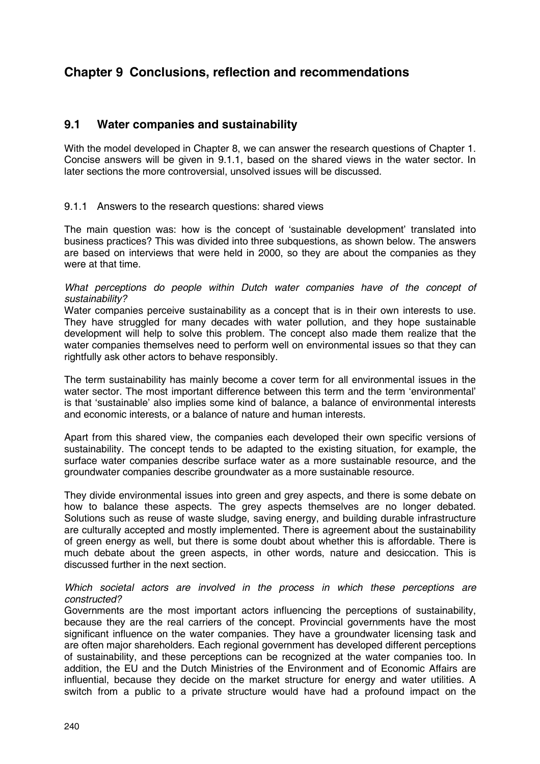# Chapter 9 Conclusions, reflection and recommendations

## 9.1 Water companies and sustainability

With the model developed in Chapter 8, we can answer the research questions of Chapter 1. Concise answers will be given in 9.1.1, based on the shared views in the water sector. In later sections the more controversial, unsolved issues will be discussed.

### 9.1.1 Answers to the research questions: shared views

The main question was: how is the concept of 'sustainable development' translated into business practices? This was divided into three subquestions, as shown below. The answers are based on interviews that were held in 2000, so they are about the companies as they were at that time.

*What perceptions do people within Dutch water companies have of the concept of sustainability?*

Water companies perceive sustainability as a concept that is in their own interests to use. They have struggled for many decades with water pollution, and they hope sustainable development will help to solve this problem. The concept also made them realize that the water companies themselves need to perform well on environmental issues so that they can rightfully ask other actors to behave responsibly.

The term sustainability has mainly become a cover term for all environmental issues in the water sector. The most important difference between this term and the term 'environmental' is that 'sustainable' also implies some kind of balance, a balance of environmental interests and economic interests, or a balance of nature and human interests.

Apart from this shared view, the companies each developed their own specific versions of sustainability. The concept tends to be adapted to the existing situation, for example, the surface water companies describe surface water as a more sustainable resource, and the groundwater companies describe groundwater as a more sustainable resource.

They divide environmental issues into green and grey aspects, and there is some debate on how to balance these aspects. The grey aspects themselves are no longer debated. Solutions such as reuse of waste sludge, saving energy, and building durable infrastructure are culturally accepted and mostly implemented. There is agreement about the sustainability of green energy as well, but there is some doubt about whether this is affordable. There is much debate about the green aspects, in other words, nature and desiccation. This is discussed further in the next section.

*Which societal actors are involved in the process in which these perceptions are constructed?*

Governments are the most important actors influencing the perceptions of sustainability, because they are the real carriers of the concept. Provincial governments have the most significant influence on the water companies. They have a groundwater licensing task and are often major shareholders. Each regional government has developed different perceptions of sustainability, and these perceptions can be recognized at the water companies too. In addition, the EU and the Dutch Ministries of the Environment and of Economic Affairs are influential, because they decide on the market structure for energy and water utilities. A switch from a public to a private structure would have had a profound impact on the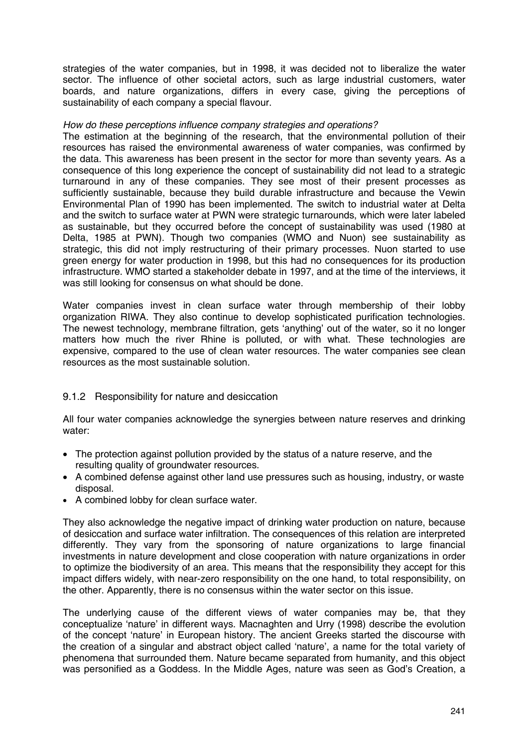strategies of the water companies, but in 1998, it was decided not to liberalize the water sector. The influence of other societal actors, such as large industrial customers, water boards, and nature organizations, differs in every case, giving the perceptions of sustainability of each company a special flavour.

*How do these perceptions influence company strategies and operations?*

The estimation at the beginning of the research, that the environmental pollution of their resources has raised the environmental awareness of water companies, was confirmed by the data. This awareness has been present in the sector for more than seventy years. As a consequence of this long experience the concept of sustainability did not lead to a strategic turnaround in any of these companies. They see most of their present processes as sufficiently sustainable, because they build durable infrastructure and because the Vewin Environmental Plan of 1990 has been implemented. The switch to industrial water at Delta and the switch to surface water at PWN were strategic turnarounds, which were later labeled as sustainable, but they occurred before the concept of sustainability was used (1980 at Delta, 1985 at PWN). Though two companies (WMO and Nuon) see sustainability as strategic, this did not imply restructuring of their primary processes. Nuon started to use green energy for water production in 1998, but this had no consequences for its production infrastructure. WMO started a stakeholder debate in 1997, and at the time of the interviews, it was still looking for consensus on what should be done.

Water companies invest in clean surface water through membership of their lobby organization RIWA. They also continue to develop sophisticated purification technologies. The newest technology, membrane filtration, gets 'anything' out of the water, so it no longer matters how much the river Rhine is polluted, or with what. These technologies are expensive, compared to the use of clean water resources. The water companies see clean resources as the most sustainable solution.

### 9.1.2 Responsibility for nature and desiccation

All four water companies acknowledge the synergies between nature reserves and drinking water:

- The protection against pollution provided by the status of a nature reserve, and the resulting quality of groundwater resources.
- A combined defense against other land use pressures such as housing, industry, or waste disposal.
- A combined lobby for clean surface water.

They also acknowledge the negative impact of drinking water production on nature, because of desiccation and surface water infiltration. The consequences of this relation are interpreted differently. They vary from the sponsoring of nature organizations to large financial investments in nature development and close cooperation with nature organizations in order to optimize the biodiversity of an area. This means that the responsibility they accept for this impact differs widely, with near-zero responsibility on the one hand, to total responsibility, on the other. Apparently, there is no consensus within the water sector on this issue.

The underlying cause of the different views of water companies may be, that they conceptualize 'nature' in different ways. Macnaghten and Urry (1998) describe the evolution of the concept 'nature' in European history. The ancient Greeks started the discourse with the creation of a singular and abstract object called 'nature', a name for the total variety of phenomena that surrounded them. Nature became separated from humanity, and this object was personified as a Goddess. In the Middle Ages, nature was seen as God's Creation, a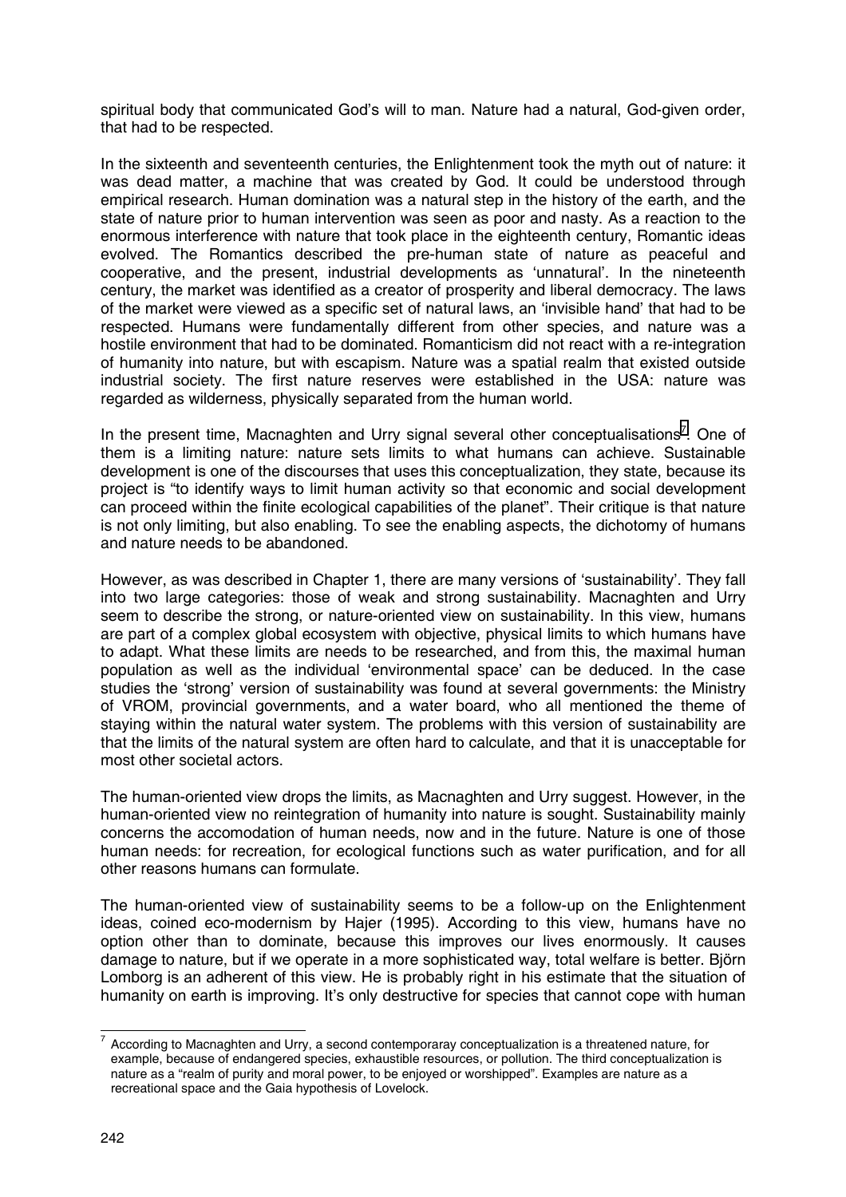spiritual body that communicated God's will to man. Nature had a natural, God-given order, that had to be respected.

In the sixteenth and seventeenth centuries, the Enlightenment took the myth out of nature: it was dead matter, a machine that was created by God. It could be understood through empirical research. Human domination was a natural step in the history of the earth, and the state of nature prior to human intervention was seen as poor and nasty. As a reaction to the enormous interference with nature that took place in the eighteenth century, Romantic ideas evolved. The Romantics described the pre-human state of nature as peaceful and cooperative, and the present, industrial developments as 'unnatural'. In the nineteenth century, the market was identified as a creator of prosperity and liberal democracy. The laws of the market were viewed as a specific set of natural laws, an 'invisible hand' that had to be respected. Humans were fundamentally different from other species, and nature was a hostile environment that had to be dominated. Romanticism did not react with a re-integration of humanity into nature, but with escapism. Nature was a spatial realm that existed outside industrial society. The first nature reserves were established in the USA: nature was regarded as wilderness, physically separated from the human world.

In the present time, Macnaghten and Urry signal several other conceptualisations[7]. One of them is a limiting nature: nature sets limits to what humans can achieve. Sustainable development is one of the discourses that uses this conceptualization, they state, because its project is "to identify ways to limit human activity so that economic and social development can proceed within the finite ecological capabilities of the planet". Their critique is that nature is not only limiting, but also enabling. To see the enabling aspects, the dichotomy of humans and nature needs to be abandoned.

However, as was described in Chapter 1, there are many versions of 'sustainability'. They fall into two large categories: those of weak and strong sustainability. Macnaghten and Urry seem to describe the strong, or nature-oriented view on sustainability. In this view, humans are part of a complex global ecosystem with objective, physical limits to which humans have to adapt. What these limits are needs to be researched, and from this, the maximal human population as well as the individual 'environmental space' can be deduced. In the case studies the 'strong' version of sustainability was found at several governments: the Ministry of VROM, provincial governments, and a water board, who all mentioned the theme of staying within the natural water system. The problems with this version of sustainability are that the limits of the natural system are often hard to calculate, and that it is unacceptable for most other societal actors.

The human-oriented view drops the limits, as Macnaghten and Urry suggest. However, in the human-oriented view no reintegration of humanity into nature is sought. Sustainability mainly concerns the accomodation of human needs, now and in the future. Nature is one of those human needs: for recreation, for ecological functions such as water purification, and for all other reasons humans can formulate.

The human-oriented view of sustainability seems to be a follow-up on the Enlightenment ideas, coined eco-modernism by Hajer (1995). According to this view, humans have no option other than to dominate, because this improves our lives enormously. It causes damage to nature, but if we operate in a more sophisticated way, total welfare is better. Björn Lomborg is an adherent of this view. He is probably right in his estimate that the situation of humanity on earth is improving. It's only destructive for species that cannot cope with human

[7] According to Macnaghten and Urry, a second contemporaray conceptualization is a threatened nature, for example, because of endangered species, exhaustible resources, or pollution. The third conceptualization is nature as a "realm of purity and moral power, to be enjoyed or worshipped". Examples are nature as a recreational space and the Gaia hypothesis of Lovelock.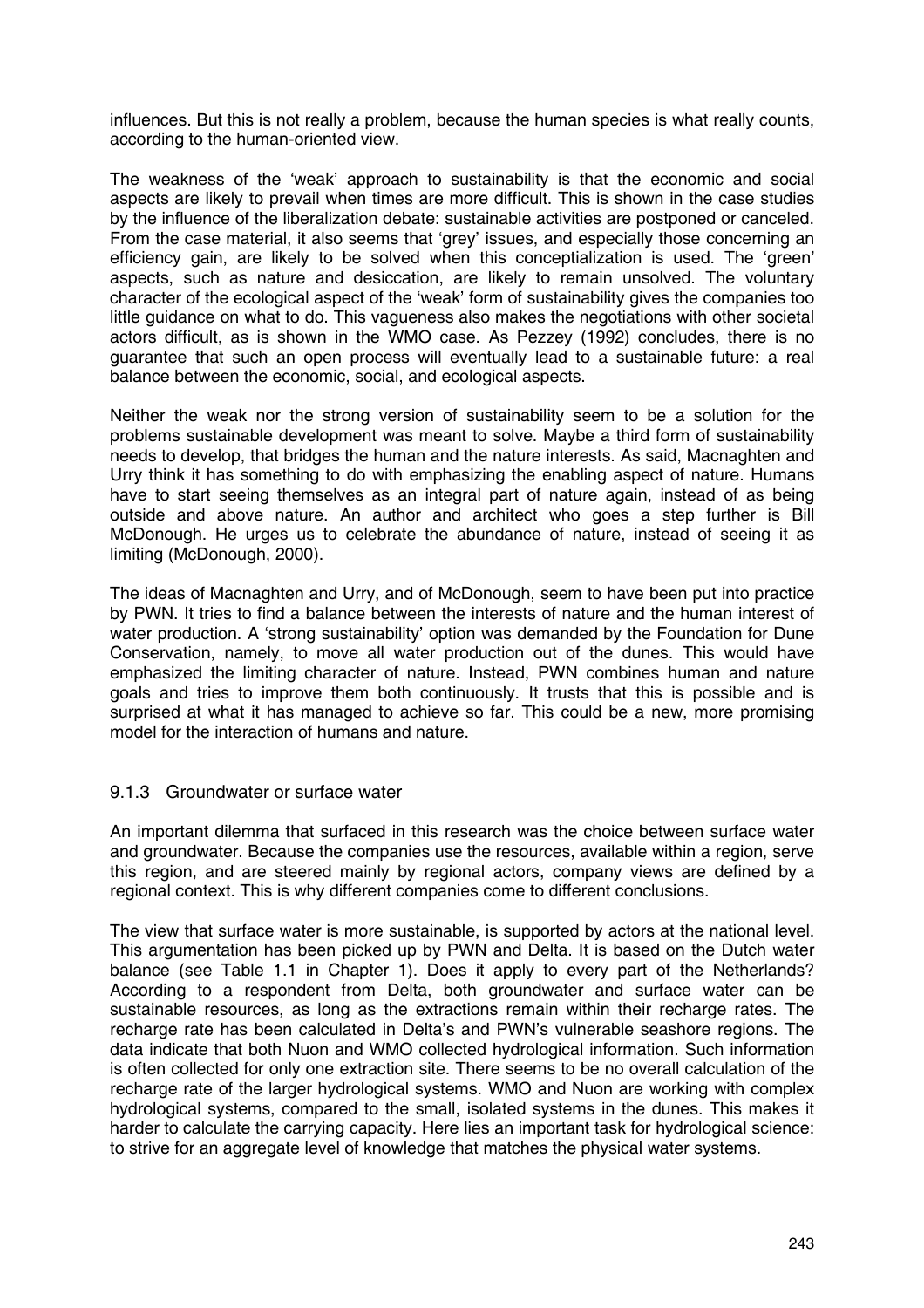influences. But this is not really a problem, because the human species is what really counts, according to the human-oriented view.

The weakness of the 'weak' approach to sustainability is that the economic and social aspects are likely to prevail when times are more difficult. This is shown in the case studies by the influence of the liberalization debate: sustainable activities are postponed or canceled. From the case material, it also seems that 'grey' issues, and especially those concerning an efficiency gain, are likely to be solved when this conceptialization is used. The 'green' aspects, such as nature and desiccation, are likely to remain unsolved. The voluntary character of the ecological aspect of the 'weak' form of sustainability gives the companies too little guidance on what to do. This vagueness also makes the negotiations with other societal actors difficult, as is shown in the WMO case. As Pezzey (1992) concludes, there is no guarantee that such an open process will eventually lead to a sustainable future: a real balance between the economic, social, and ecological aspects.

Neither the weak nor the strong version of sustainability seem to be a solution for the problems sustainable development was meant to solve. Maybe a third form of sustainability needs to develop, that bridges the human and the nature interests. As said, Macnaghten and Urry think it has something to do with emphasizing the enabling aspect of nature. Humans have to start seeing themselves as an integral part of nature again, instead of as being outside and above nature. An author and architect who goes a step further is Bill McDonough. He urges us to celebrate the abundance of nature, instead of seeing it as limiting (McDonough, 2000).

The ideas of Macnaghten and Urry, and of McDonough, seem to have been put into practice by PWN. It tries to find a balance between the interests of nature and the human interest of water production. A 'strong sustainability' option was demanded by the Foundation for Dune Conservation, namely, to move all water production out of the dunes. This would have emphasized the limiting character of nature. Instead, PWN combines human and nature goals and tries to improve them both continuously. It trusts that this is possible and is surprised at what it has managed to achieve so far. This could be a new, more promising model for the interaction of humans and nature.

### 9.1.3 Groundwater or surface water

An important dilemma that surfaced in this research was the choice between surface water and groundwater. Because the companies use the resources, available within a region, serve this region, and are steered mainly by regional actors, company views are defined by a regional context. This is why different companies come to different conclusions.

The view that surface water is more sustainable, is supported by actors at the national level. This argumentation has been picked up by PWN and Delta. It is based on the Dutch water balance (see Table 1.1 in Chapter 1). Does it apply to every part of the Netherlands? According to a respondent from Delta, both groundwater and surface water can be sustainable resources, as long as the extractions remain within their recharge rates. The recharge rate has been calculated in Delta's and PWN's vulnerable seashore regions. The data indicate that both Nuon and WMO collected hydrological information. Such information is often collected for only one extraction site. There seems to be no overall calculation of the recharge rate of the larger hydrological systems. WMO and Nuon are working with complex hydrological systems, compared to the small, isolated systems in the dunes. This makes it harder to calculate the carrying capacity. Here lies an important task for hydrological science: to strive for an aggregate level of knowledge that matches the physical water systems.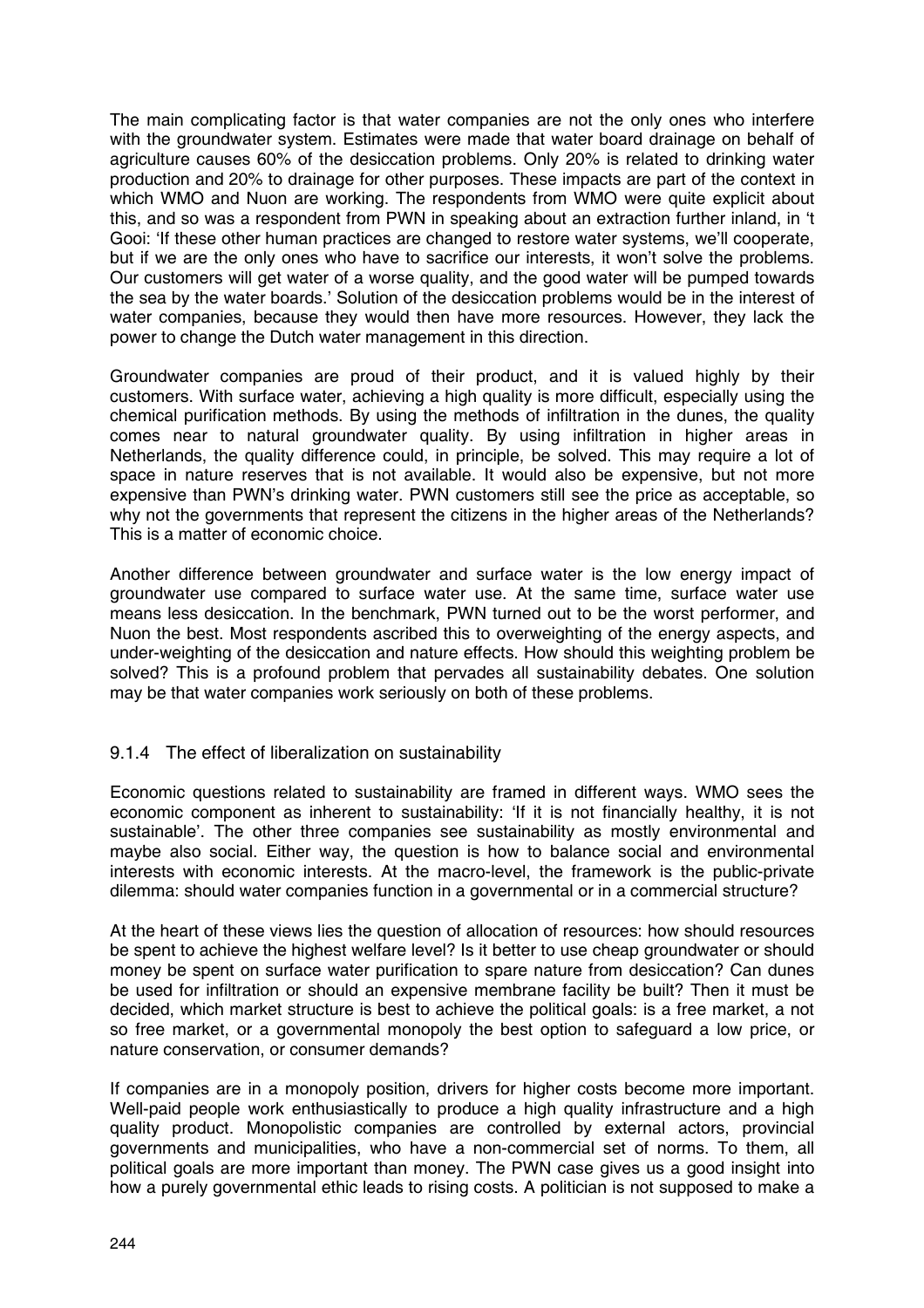The main complicating factor is that water companies are not the only ones who interfere with the groundwater system. Estimates were made that water board drainage on behalf of agriculture causes 60% of the desiccation problems. Only 20% is related to drinking water production and 20% to drainage for other purposes. These impacts are part of the context in which WMO and Nuon are working. The respondents from WMO were quite explicit about this, and so was a respondent from PWN in speaking about an extraction further inland, in 't Gooi: 'If these other human practices are changed to restore water systems, we'll cooperate, but if we are the only ones who have to sacrifice our interests, it won't solve the problems. Our customers will get water of a worse quality, and the good water will be pumped towards the sea by the water boards.' Solution of the desiccation problems would be in the interest of water companies, because they would then have more resources. However, they lack the power to change the Dutch water management in this direction.

Groundwater companies are proud of their product, and it is valued highly by their customers. With surface water, achieving a high quality is more difficult, especially using the chemical purification methods. By using the methods of infiltration in the dunes, the quality comes near to natural groundwater quality. By using infiltration in higher areas in Netherlands, the quality difference could, in principle, be solved. This may require a lot of space in nature reserves that is not available. It would also be expensive, but not more expensive than PWN's drinking water. PWN customers still see the price as acceptable, so why not the governments that represent the citizens in the higher areas of the Netherlands? This is a matter of economic choice.

Another difference between groundwater and surface water is the low energy impact of groundwater use compared to surface water use. At the same time, surface water use means less desiccation. In the benchmark, PWN turned out to be the worst performer, and Nuon the best. Most respondents ascribed this to overweighting of the energy aspects, and under-weighting of the desiccation and nature effects. How should this weighting problem be solved? This is a profound problem that pervades all sustainability debates. One solution may be that water companies work seriously on both of these problems.

### 9.1.4 The effect of liberalization on sustainability

Economic questions related to sustainability are framed in different ways. WMO sees the economic component as inherent to sustainability: 'If it is not financially healthy, it is not sustainable'. The other three companies see sustainability as mostly environmental and maybe also social. Either way, the question is how to balance social and environmental interests with economic interests. At the macro-level, the framework is the public-private dilemma: should water companies function in a governmental or in a commercial structure?

At the heart of these views lies the question of allocation of resources: how should resources be spent to achieve the highest welfare level? Is it better to use cheap groundwater or should money be spent on surface water purification to spare nature from desiccation? Can dunes be used for infiltration or should an expensive membrane facility be built? Then it must be decided, which market structure is best to achieve the political goals: is a free market, a not so free market, or a governmental monopoly the best option to safeguard a low price, or nature conservation, or consumer demands?

If companies are in a monopoly position, drivers for higher costs become more important. Well-paid people work enthusiastically to produce a high quality infrastructure and a high quality product. Monopolistic companies are controlled by external actors, provincial governments and municipalities, who have a non-commercial set of norms. To them, all political goals are more important than money. The PWN case gives us a good insight into how a purely governmental ethic leads to rising costs. A politician is not supposed to make a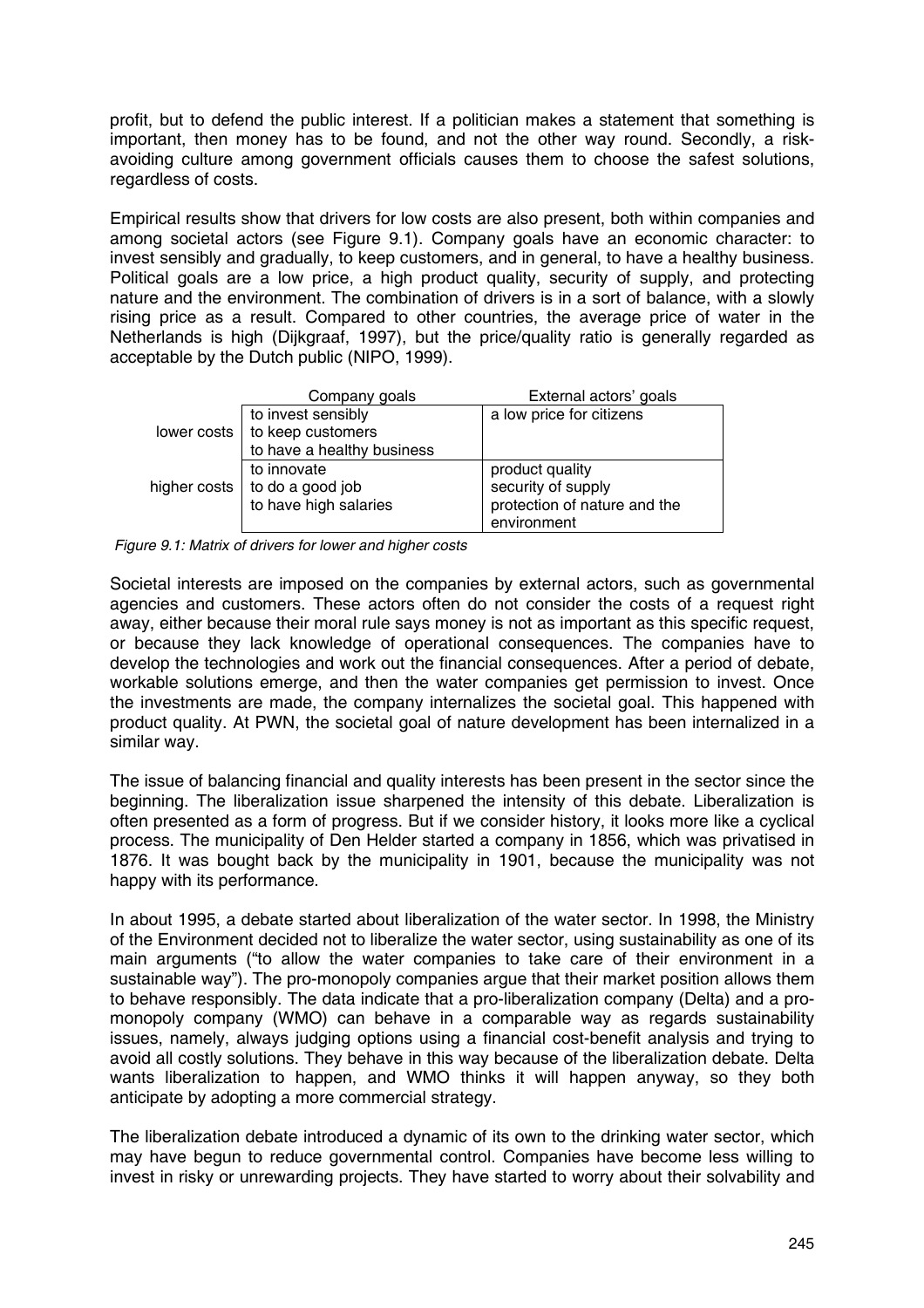profit, but to defend the public interest. If a politician makes a statement that something is important, then money has to be found, and not the other way round. Secondly, a risk-avoiding culture among government officials causes them to choose the safest solutions, regardless of costs.

Empirical results show that drivers for low costs are also present, both within companies and among societal actors (see Figure 9.1). Company goals have an economic character: to invest sensibly and gradually, to keep customers, and in general, to have a healthy business. Political goals are a low price, a high product quality, security of supply, and protecting nature and the environment. The combination of drivers is in a sort of balance, with a slowly rising price as a result. Compared to other countries, the average price of water in the Netherlands is high (Dijkgraaf, 1997), but the price/quality ratio is generally regarded as acceptable by the Dutch public (NIPO, 1999).

| | Company goals | External actors' goals |
|---|---|---|
| lower costs | to invest sensibly<br>to keep customers<br>to have a healthy business | a low price for citizens |
| higher costs | to innovate<br>to do a good job<br>to have high salaries | product quality<br>security of supply<br>protection of nature and the environment |

*Figure 9.1: Matrix of drivers for lower and higher costs*

Societal interests are imposed on the companies by external actors, such as governmental agencies and customers. These actors often do not consider the costs of a request right away, either because their moral rule says money is not as important as this specific request, or because they lack knowledge of operational consequences. The companies have to develop the technologies and work out the financial consequences. After a period of debate, workable solutions emerge, and then the water companies get permission to invest. Once the investments are made, the company internalizes the societal goal. This happened with product quality. At PWN, the societal goal of nature development has been internalized in a similar way.

The issue of balancing financial and quality interests has been present in the sector since the beginning. The liberalization issue sharpened the intensity of this debate. Liberalization is often presented as a form of progress. But if we consider history, it looks more like a cyclical process. The municipality of Den Helder started a company in 1856, which was privatised in 1876. It was bought back by the municipality in 1901, because the municipality was not happy with its performance.

In about 1995, a debate started about liberalization of the water sector. In 1998, the Ministry of the Environment decided not to liberalize the water sector, using sustainability as one of its main arguments ("to allow the water companies to take care of their environment in a sustainable way"). The pro-monopoly companies argue that their market position allows them to behave responsibly. The data indicate that a pro-liberalization company (Delta) and a pro-monopoly company (WMO) can behave in a comparable way as regards sustainability issues, namely, always judging options using a financial cost-benefit analysis and trying to avoid all costly solutions. They behave in this way because of the liberalization debate. Delta wants liberalization to happen, and WMO thinks it will happen anyway, so they both anticipate by adopting a more commercial strategy.

The liberalization debate introduced a dynamic of its own to the drinking water sector, which may have begun to reduce governmental control. Companies have become less willing to invest in risky or unrewarding projects. They have started to worry about their solvability and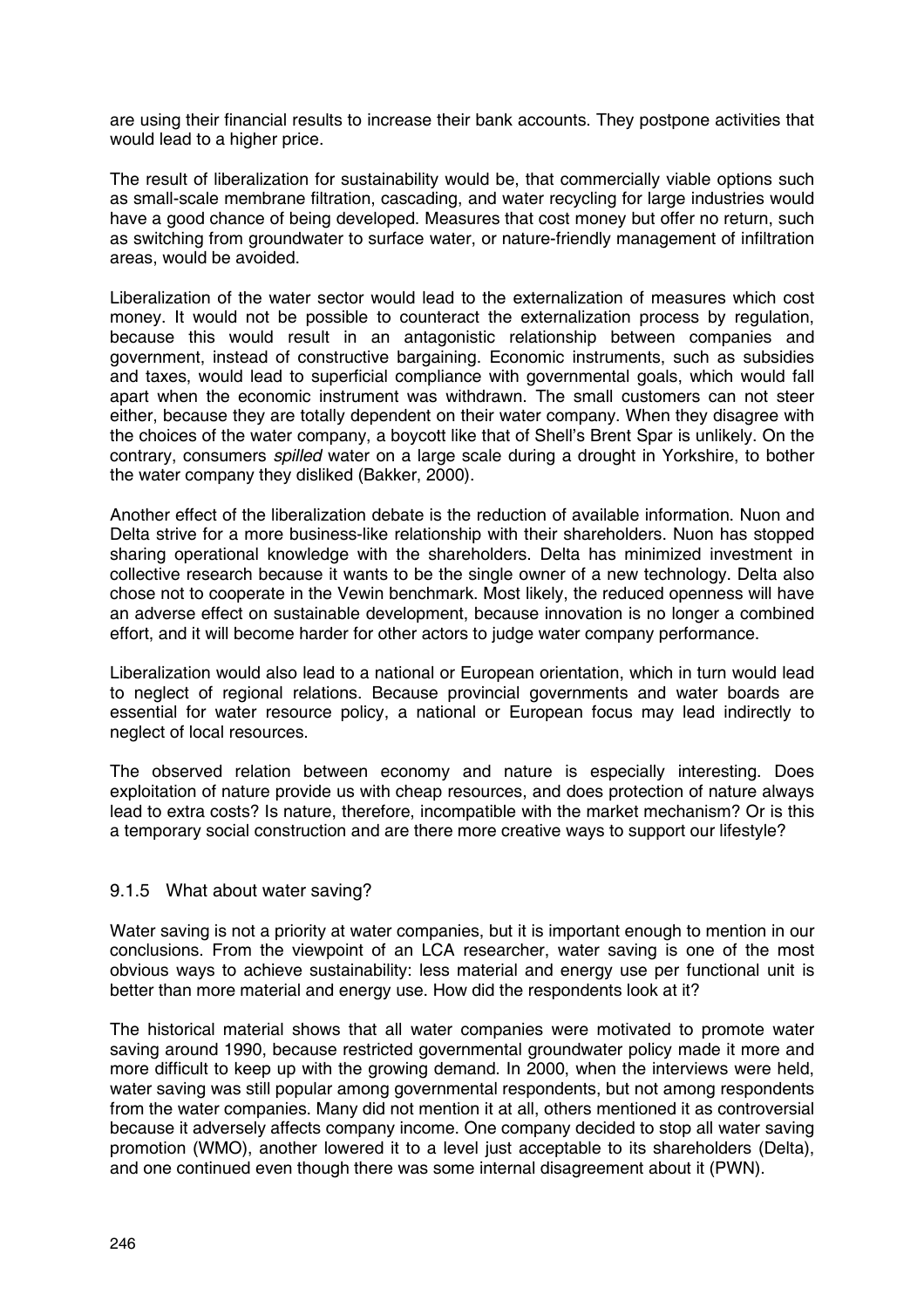are using their financial results to increase their bank accounts. They postpone activities that would lead to a higher price.

The result of liberalization for sustainability would be, that commercially viable options such as small-scale membrane filtration, cascading, and water recycling for large industries would have a good chance of being developed. Measures that cost money but offer no return, such as switching from groundwater to surface water, or nature-friendly management of infiltration areas, would be avoided.

Liberalization of the water sector would lead to the externalization of measures which cost money. It would not be possible to counteract the externalization process by regulation, because this would result in an antagonistic relationship between companies and government, instead of constructive bargaining. Economic instruments, such as subsidies and taxes, would lead to superficial compliance with governmental goals, which would fall apart when the economic instrument was withdrawn. The small customers can not steer either, because they are totally dependent on their water company. When they disagree with the choices of the water company, a boycott like that of Shell's Brent Spar is unlikely. On the contrary, consumers *spilled* water on a large scale during a drought in Yorkshire, to bother the water company they disliked (Bakker, 2000).

Another effect of the liberalization debate is the reduction of available information. Nuon and Delta strive for a more business-like relationship with their shareholders. Nuon has stopped sharing operational knowledge with the shareholders. Delta has minimized investment in collective research because it wants to be the single owner of a new technology. Delta also chose not to cooperate in the Vewin benchmark. Most likely, the reduced openness will have an adverse effect on sustainable development, because innovation is no longer a combined effort, and it will become harder for other actors to judge water company performance.

Liberalization would also lead to a national or European orientation, which in turn would lead to neglect of regional relations. Because provincial governments and water boards are essential for water resource policy, a national or European focus may lead indirectly to neglect of local resources.

The observed relation between economy and nature is especially interesting. Does exploitation of nature provide us with cheap resources, and does protection of nature always lead to extra costs? Is nature, therefore, incompatible with the market mechanism? Or is this a temporary social construction and are there more creative ways to support our lifestyle?

### 9.1.5 What about water saving?

Water saving is not a priority at water companies, but it is important enough to mention in our conclusions. From the viewpoint of an LCA researcher, water saving is one of the most obvious ways to achieve sustainability: less material and energy use per functional unit is better than more material and energy use. How did the respondents look at it?

The historical material shows that all water companies were motivated to promote water saving around 1990, because restricted governmental groundwater policy made it more and more difficult to keep up with the growing demand. In 2000, when the interviews were held, water saving was still popular among governmental respondents, but not among respondents from the water companies. Many did not mention it at all, others mentioned it as controversial because it adversely affects company income. One company decided to stop all water saving promotion (WMO), another lowered it to a level just acceptable to its shareholders (Delta), and one continued even though there was some internal disagreement about it (PWN).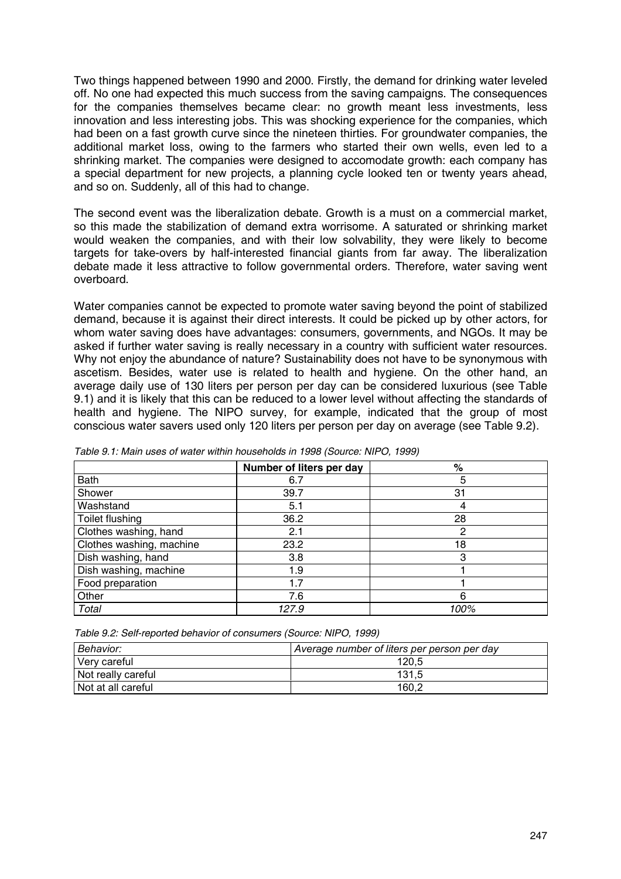Two things happened between 1990 and 2000. Firstly, the demand for drinking water leveled off. No one had expected this much success from the saving campaigns. The consequences for the companies themselves became clear: no growth meant less investments, less innovation and less interesting jobs. This was shocking experience for the companies, which had been on a fast growth curve since the nineteen thirties. For groundwater companies, the additional market loss, owing to the farmers who started their own wells, even led to a shrinking market. The companies were designed to accomodate growth: each company has a special department for new projects, a planning cycle looked ten or twenty years ahead, and so on. Suddenly, all of this had to change.

The second event was the liberalization debate. Growth is a must on a commercial market, so this made the stabilization of demand extra worrisome. A saturated or shrinking market would weaken the companies, and with their low solvability, they were likely to become targets for take-overs by half-interested financial giants from far away. The liberalization debate made it less attractive to follow governmental orders. Therefore, water saving went overboard.

Water companies cannot be expected to promote water saving beyond the point of stabilized demand, because it is against their direct interests. It could be picked up by other actors, for whom water saving does have advantages: consumers, governments, and NGOs. It may be asked if further water saving is really necessary in a country with sufficient water resources. Why not enjoy the abundance of nature? Sustainability does not have to be synonymous with ascetism. Besides, water use is related to health and hygiene. On the other hand, an average daily use of 130 liters per person per day can be considered luxurious (see Table 9.1) and it is likely that this can be reduced to a lower level without affecting the standards of health and hygiene. The NIPO survey, for example, indicated that the group of most conscious water savers used only 120 liters per person per day on average (see Table 9.2).

*Table 9.1: Main uses of water within households in 1998 (Source: NIPO, 1999)*

| | Number of liters per day | % |
|---|---|---|
| Bath | 6.7 | 5 |
| Shower | 39.7 | 31 |
| Washstand | 5.1 | 4 |
| Toilet flushing | 36.2 | 28 |
| Clothes washing, hand | 2.1 | 2 |
| Clothes washing, machine | 23.2 | 18 |
| Dish washing, hand | 3.8 | 3 |
| Dish washing, machine | 1.9 | 1 |
| Food preparation | 1.7 | 1 |
| Other | 7.6 | 6 |
| *Total* | *127.9* | *100%* |

*Table 9.2: Self-reported behavior of consumers (Source: NIPO, 1999)*

| *Behavior:* | *Average number of liters per person per day* |
|---|---|
| Very careful | 120,5 |
| Not really careful | 131,5 |
| Not at all careful | 160,2 |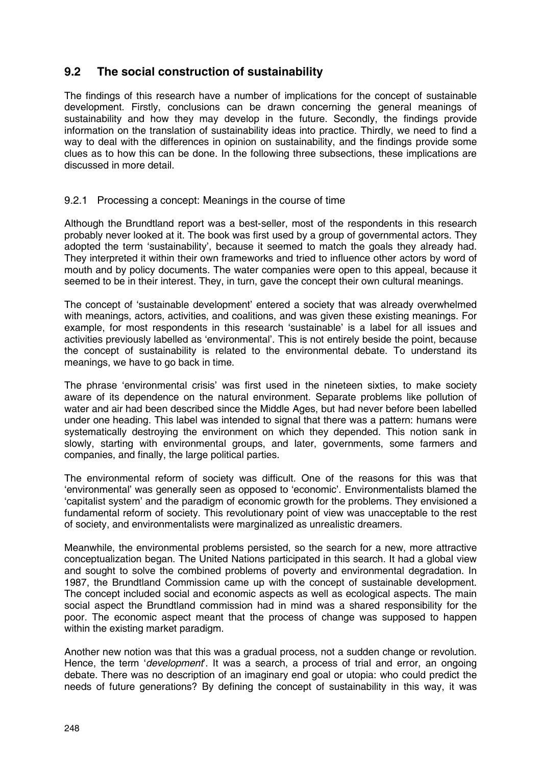## 9.2 The social construction of sustainability

The findings of this research have a number of implications for the concept of sustainable development. Firstly, conclusions can be drawn concerning the general meanings of sustainability and how they may develop in the future. Secondly, the findings provide information on the translation of sustainability ideas into practice. Thirdly, we need to find a way to deal with the differences in opinion on sustainability, and the findings provide some clues as to how this can be done. In the following three subsections, these implications are discussed in more detail.

### 9.2.1 Processing a concept: Meanings in the course of time

Although the Brundtland report was a best-seller, most of the respondents in this research probably never looked at it. The book was first used by a group of governmental actors. They adopted the term 'sustainability', because it seemed to match the goals they already had. They interpreted it within their own frameworks and tried to influence other actors by word of mouth and by policy documents. The water companies were open to this appeal, because it seemed to be in their interest. They, in turn, gave the concept their own cultural meanings.

The concept of 'sustainable development' entered a society that was already overwhelmed with meanings, actors, activities, and coalitions, and was given these existing meanings. For example, for most respondents in this research 'sustainable' is a label for all issues and activities previously labelled as 'environmental'. This is not entirely beside the point, because the concept of sustainability is related to the environmental debate. To understand its meanings, we have to go back in time.

The phrase 'environmental crisis' was first used in the nineteen sixties, to make society aware of its dependence on the natural environment. Separate problems like pollution of water and air had been described since the Middle Ages, but had never before been labelled under one heading. This label was intended to signal that there was a pattern: humans were systematically destroying the environment on which they depended. This notion sank in slowly, starting with environmental groups, and later, governments, some farmers and companies, and finally, the large political parties.

The environmental reform of society was difficult. One of the reasons for this was that 'environmental' was generally seen as opposed to 'economic'. Environmentalists blamed the 'capitalist system' and the paradigm of economic growth for the problems. They envisioned a fundamental reform of society. This revolutionary point of view was unacceptable to the rest of society, and environmentalists were marginalized as unrealistic dreamers.

Meanwhile, the environmental problems persisted, so the search for a new, more attractive conceptualization began. The United Nations participated in this search. It had a global view and sought to solve the combined problems of poverty and environmental degradation. In 1987, the Brundtland Commission came up with the concept of sustainable development. The concept included social and economic aspects as well as ecological aspects. The main social aspect the Brundtland commission had in mind was a shared responsibility for the poor. The economic aspect meant that the process of change was supposed to happen within the existing market paradigm.

Another new notion was that this was a gradual process, not a sudden change or revolution. Hence, the term '*development*'. It was a search, a process of trial and error, an ongoing debate. There was no description of an imaginary end goal or utopia: who could predict the needs of future generations? By defining the concept of sustainability in this way, it was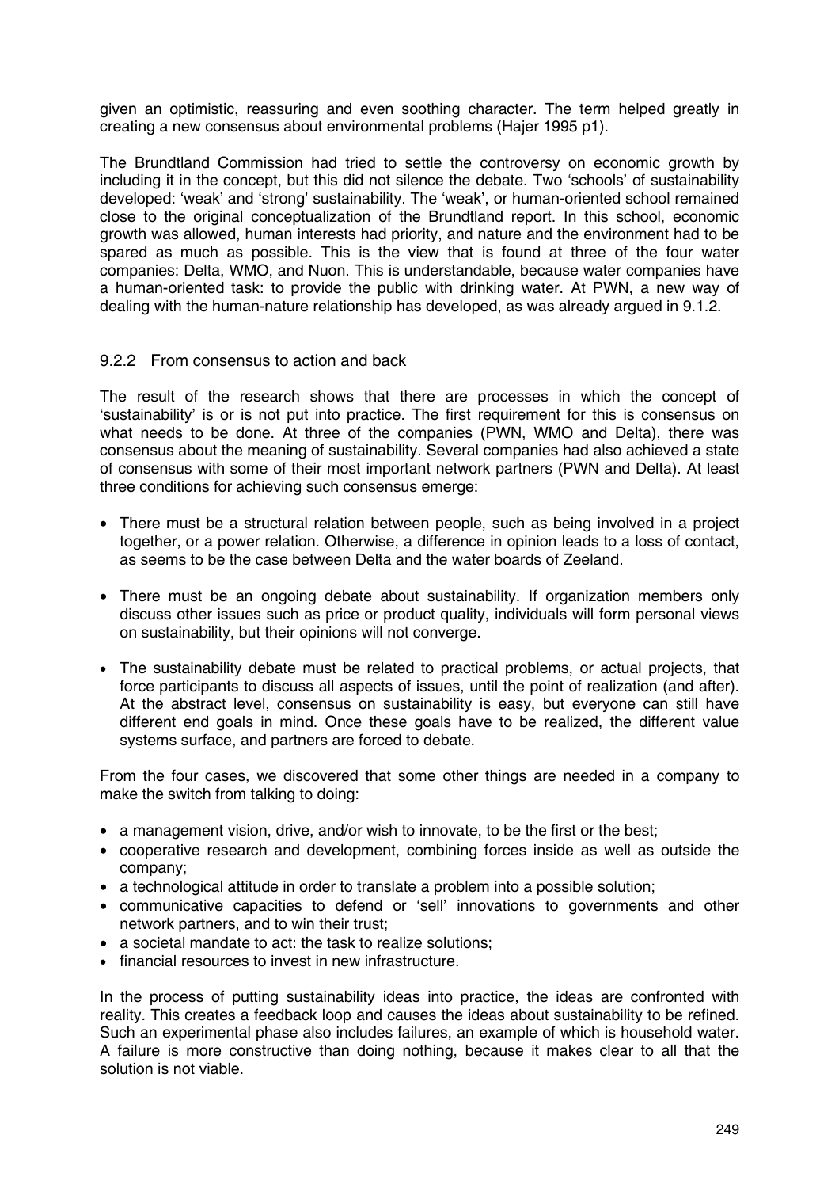given an optimistic, reassuring and even soothing character. The term helped greatly in creating a new consensus about environmental problems (Hajer 1995 p1).

The Brundtland Commission had tried to settle the controversy on economic growth by including it in the concept, but this did not silence the debate. Two 'schools' of sustainability developed: 'weak' and 'strong' sustainability. The 'weak', or human-oriented school remained close to the original conceptualization of the Brundtland report. In this school, economic growth was allowed, human interests had priority, and nature and the environment had to be spared as much as possible. This is the view that is found at three of the four water companies: Delta, WMO, and Nuon. This is understandable, because water companies have a human-oriented task: to provide the public with drinking water. At PWN, a new way of dealing with the human-nature relationship has developed, as was already argued in 9.1.2.

### 9.2.2 From consensus to action and back

The result of the research shows that there are processes in which the concept of 'sustainability' is or is not put into practice. The first requirement for this is consensus on what needs to be done. At three of the companies (PWN, WMO and Delta), there was consensus about the meaning of sustainability. Several companies had also achieved a state of consensus with some of their most important network partners (PWN and Delta). At least three conditions for achieving such consensus emerge:

- There must be a structural relation between people, such as being involved in a project together, or a power relation. Otherwise, a difference in opinion leads to a loss of contact, as seems to be the case between Delta and the water boards of Zeeland.
- There must be an ongoing debate about sustainability. If organization members only discuss other issues such as price or product quality, individuals will form personal views on sustainability, but their opinions will not converge.
- The sustainability debate must be related to practical problems, or actual projects, that force participants to discuss all aspects of issues, until the point of realization (and after). At the abstract level, consensus on sustainability is easy, but everyone can still have different end goals in mind. Once these goals have to be realized, the different value systems surface, and partners are forced to debate.

From the four cases, we discovered that some other things are needed in a company to make the switch from talking to doing:

- a management vision, drive, and/or wish to innovate, to be the first or the best;
- cooperative research and development, combining forces inside as well as outside the company;
- a technological attitude in order to translate a problem into a possible solution;
- communicative capacities to defend or 'sell' innovations to governments and other network partners, and to win their trust;
- a societal mandate to act: the task to realize solutions;
- financial resources to invest in new infrastructure.

In the process of putting sustainability ideas into practice, the ideas are confronted with reality. This creates a feedback loop and causes the ideas about sustainability to be refined. Such an experimental phase also includes failures, an example of which is household water. A failure is more constructive than doing nothing, because it makes clear to all that the solution is not viable.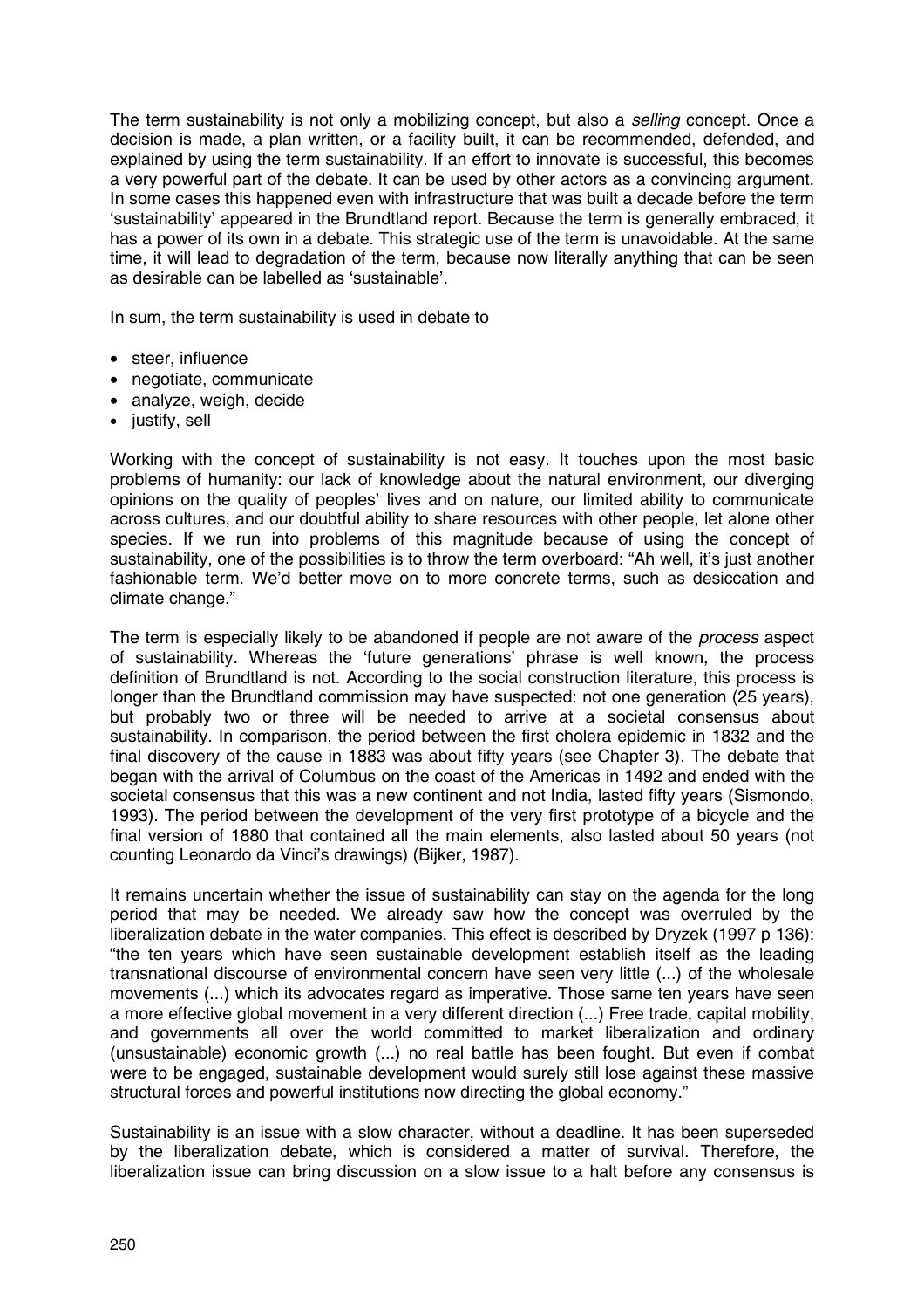The term sustainability is not only a mobilizing concept, but also a *selling* concept. Once a decision is made, a plan written, or a facility built, it can be recommended, defended, and explained by using the term sustainability. If an effort to innovate is successful, this becomes a very powerful part of the debate. It can be used by other actors as a convincing argument. In some cases this happened even with infrastructure that was built a decade before the term 'sustainability' appeared in the Brundtland report. Because the term is generally embraced, it has a power of its own in a debate. This strategic use of the term is unavoidable. At the same time, it will lead to degradation of the term, because now literally anything that can be seen as desirable can be labelled as 'sustainable'.

In sum, the term sustainability is used in debate to

- steer, influence
- negotiate, communicate
- analyze, weigh, decide
- justify, sell

Working with the concept of sustainability is not easy. It touches upon the most basic problems of humanity: our lack of knowledge about the natural environment, our diverging opinions on the quality of peoples' lives and on nature, our limited ability to communicate across cultures, and our doubtful ability to share resources with other people, let alone other species. If we run into problems of this magnitude because of using the concept of sustainability, one of the possibilities is to throw the term overboard: "Ah well, it's just another fashionable term. We'd better move on to more concrete terms, such as desiccation and climate change."

The term is especially likely to be abandoned if people are not aware of the *process* aspect of sustainability. Whereas the 'future generations' phrase is well known, the process definition of Brundtland is not. According to the social construction literature, this process is longer than the Brundtland commission may have suspected: not one generation (25 years), but probably two or three will be needed to arrive at a societal consensus about sustainability. In comparison, the period between the first cholera epidemic in 1832 and the final discovery of the cause in 1883 was about fifty years (see Chapter 3). The debate that began with the arrival of Columbus on the coast of the Americas in 1492 and ended with the societal consensus that this was a new continent and not India, lasted fifty years (Sismondo, 1993). The period between the development of the very first prototype of a bicycle and the final version of 1880 that contained all the main elements, also lasted about 50 years (not counting Leonardo da Vinci's drawings) (Bijker, 1987).

It remains uncertain whether the issue of sustainability can stay on the agenda for the long period that may be needed. We already saw how the concept was overruled by the liberalization debate in the water companies. This effect is described by Dryzek (1997 p 136): "the ten years which have seen sustainable development establish itself as the leading transnational discourse of environmental concern have seen very little (...) of the wholesale movements (...) which its advocates regard as imperative. Those same ten years have seen a more effective global movement in a very different direction (...) Free trade, capital mobility, and governments all over the world committed to market liberalization and ordinary (unsustainable) economic growth (...) no real battle has been fought. But even if combat were to be engaged, sustainable development would surely still lose against these massive structural forces and powerful institutions now directing the global economy."

Sustainability is an issue with a slow character, without a deadline. It has been superseded by the liberalization debate, which is considered a matter of survival. Therefore, the liberalization issue can bring discussion on a slow issue to a halt before any consensus is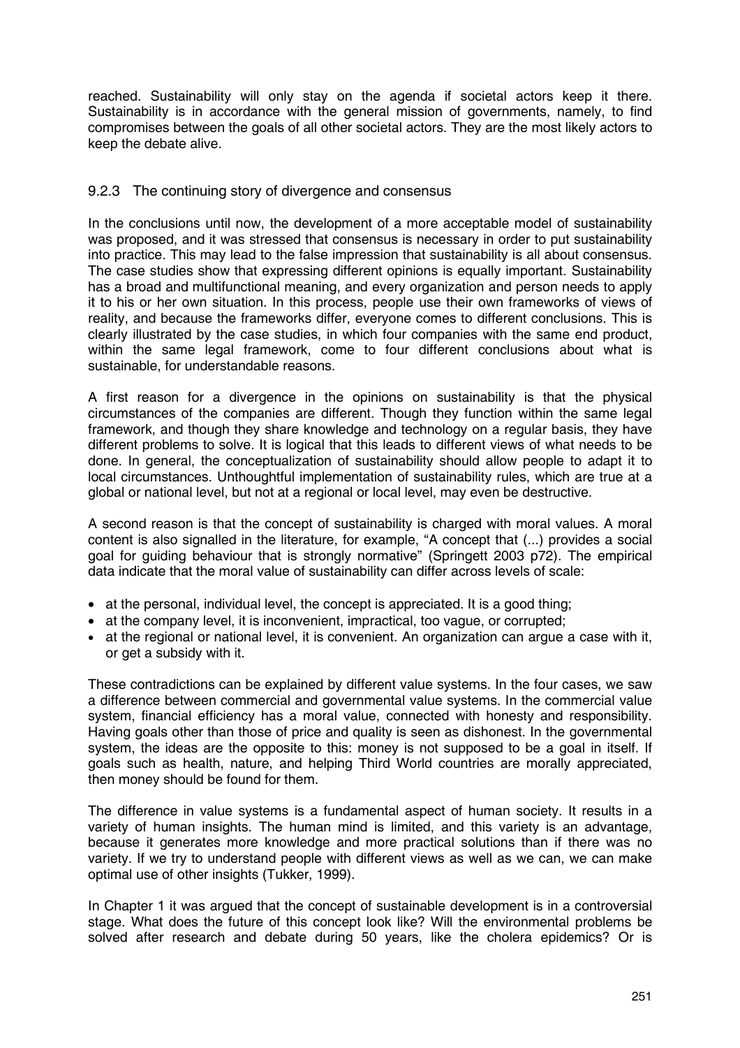reached. Sustainability will only stay on the agenda if societal actors keep it there. Sustainability is in accordance with the general mission of governments, namely, to find compromises between the goals of all other societal actors. They are the most likely actors to keep the debate alive.

### 9.2.3 The continuing story of divergence and consensus

In the conclusions until now, the development of a more acceptable model of sustainability was proposed, and it was stressed that consensus is necessary in order to put sustainability into practice. This may lead to the false impression that sustainability is all about consensus. The case studies show that expressing different opinions is equally important. Sustainability has a broad and multifunctional meaning, and every organization and person needs to apply it to his or her own situation. In this process, people use their own frameworks of views of reality, and because the frameworks differ, everyone comes to different conclusions. This is clearly illustrated by the case studies, in which four companies with the same end product, within the same legal framework, come to four different conclusions about what is sustainable, for understandable reasons.

A first reason for a divergence in the opinions on sustainability is that the physical circumstances of the companies are different. Though they function within the same legal framework, and though they share knowledge and technology on a regular basis, they have different problems to solve. It is logical that this leads to different views of what needs to be done. In general, the conceptualization of sustainability should allow people to adapt it to local circumstances. Unthoughtful implementation of sustainability rules, which are true at a global or national level, but not at a regional or local level, may even be destructive.

A second reason is that the concept of sustainability is charged with moral values. A moral content is also signalled in the literature, for example, "A concept that (...) provides a social goal for guiding behaviour that is strongly normative" (Springett 2003 p72). The empirical data indicate that the moral value of sustainability can differ across levels of scale:

- at the personal, individual level, the concept is appreciated. It is a good thing;
- at the company level, it is inconvenient, impractical, too vague, or corrupted;
- at the regional or national level, it is convenient. An organization can argue a case with it, or get a subsidy with it.

These contradictions can be explained by different value systems. In the four cases, we saw a difference between commercial and governmental value systems. In the commercial value system, financial efficiency has a moral value, connected with honesty and responsibility. Having goals other than those of price and quality is seen as dishonest. In the governmental system, the ideas are the opposite to this: money is not supposed to be a goal in itself. If goals such as health, nature, and helping Third World countries are morally appreciated, then money should be found for them.

The difference in value systems is a fundamental aspect of human society. It results in a variety of human insights. The human mind is limited, and this variety is an advantage, because it generates more knowledge and more practical solutions than if there was no variety. If we try to understand people with different views as well as we can, we can make optimal use of other insights (Tukker, 1999).

In Chapter 1 it was argued that the concept of sustainable development is in a controversial stage. What does the future of this concept look like? Will the environmental problems be solved after research and debate during 50 years, like the cholera epidemics? Or is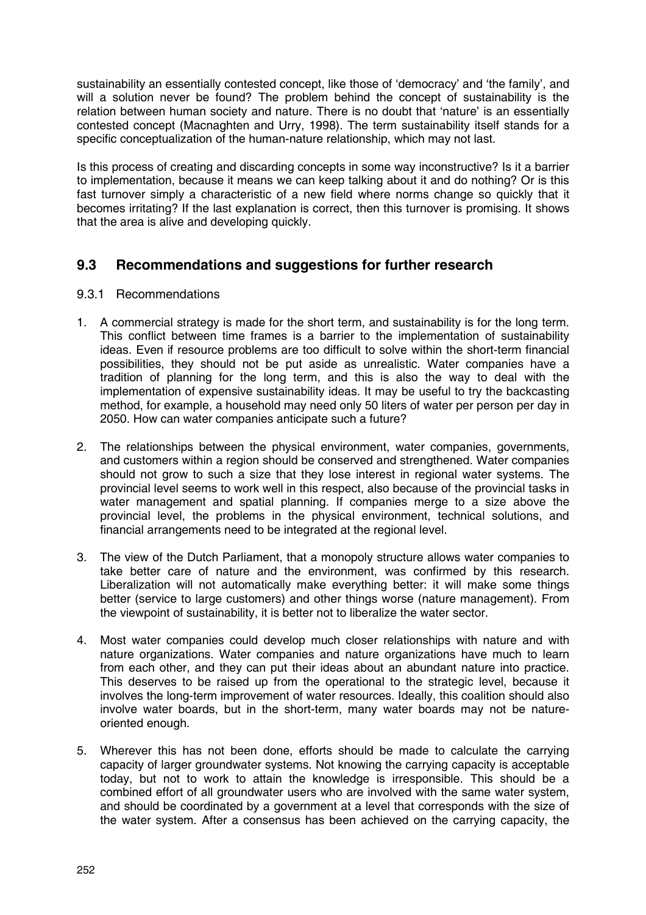sustainability an essentially contested concept, like those of 'democracy' and 'the family', and will a solution never be found? The problem behind the concept of sustainability is the relation between human society and nature. There is no doubt that 'nature' is an essentially contested concept (Macnaghten and Urry, 1998). The term sustainability itself stands for a specific conceptualization of the human-nature relationship, which may not last.

Is this process of creating and discarding concepts in some way inconstructive? Is it a barrier to implementation, because it means we can keep talking about it and do nothing? Or is this fast turnover simply a characteristic of a new field where norms change so quickly that it becomes irritating? If the last explanation is correct, then this turnover is promising. It shows that the area is alive and developing quickly.

## 9.3 Recommendations and suggestions for further research

### 9.3.1 Recommendations

1. A commercial strategy is made for the short term, and sustainability is for the long term. This conflict between time frames is a barrier to the implementation of sustainability ideas. Even if resource problems are too difficult to solve within the short-term financial possibilities, they should not be put aside as unrealistic. Water companies have a tradition of planning for the long term, and this is also the way to deal with the implementation of expensive sustainability ideas. It may be useful to try the backcasting method, for example, a household may need only 50 liters of water per person per day in 2050. How can water companies anticipate such a future?

2. The relationships between the physical environment, water companies, governments, and customers within a region should be conserved and strengthened. Water companies should not grow to such a size that they lose interest in regional water systems. The provincial level seems to work well in this respect, also because of the provincial tasks in water management and spatial planning. If companies merge to a size above the provincial level, the problems in the physical environment, technical solutions, and financial arrangements need to be integrated at the regional level.

3. The view of the Dutch Parliament, that a monopoly structure allows water companies to take better care of nature and the environment, was confirmed by this research. Liberalization will not automatically make everything better: it will make some things better (service to large customers) and other things worse (nature management). From the viewpoint of sustainability, it is better not to liberalize the water sector.

4. Most water companies could develop much closer relationships with nature and with nature organizations. Water companies and nature organizations have much to learn from each other, and they can put their ideas about an abundant nature into practice. This deserves to be raised up from the operational to the strategic level, because it involves the long-term improvement of water resources. Ideally, this coalition should also involve water boards, but in the short-term, many water boards may not be nature-oriented enough.

5. Wherever this has not been done, efforts should be made to calculate the carrying capacity of larger groundwater systems. Not knowing the carrying capacity is acceptable today, but not to work to attain the knowledge is irresponsible. This should be a combined effort of all groundwater users who are involved with the same water system, and should be coordinated by a government at a level that corresponds with the size of the water system. After a consensus has been achieved on the carrying capacity, the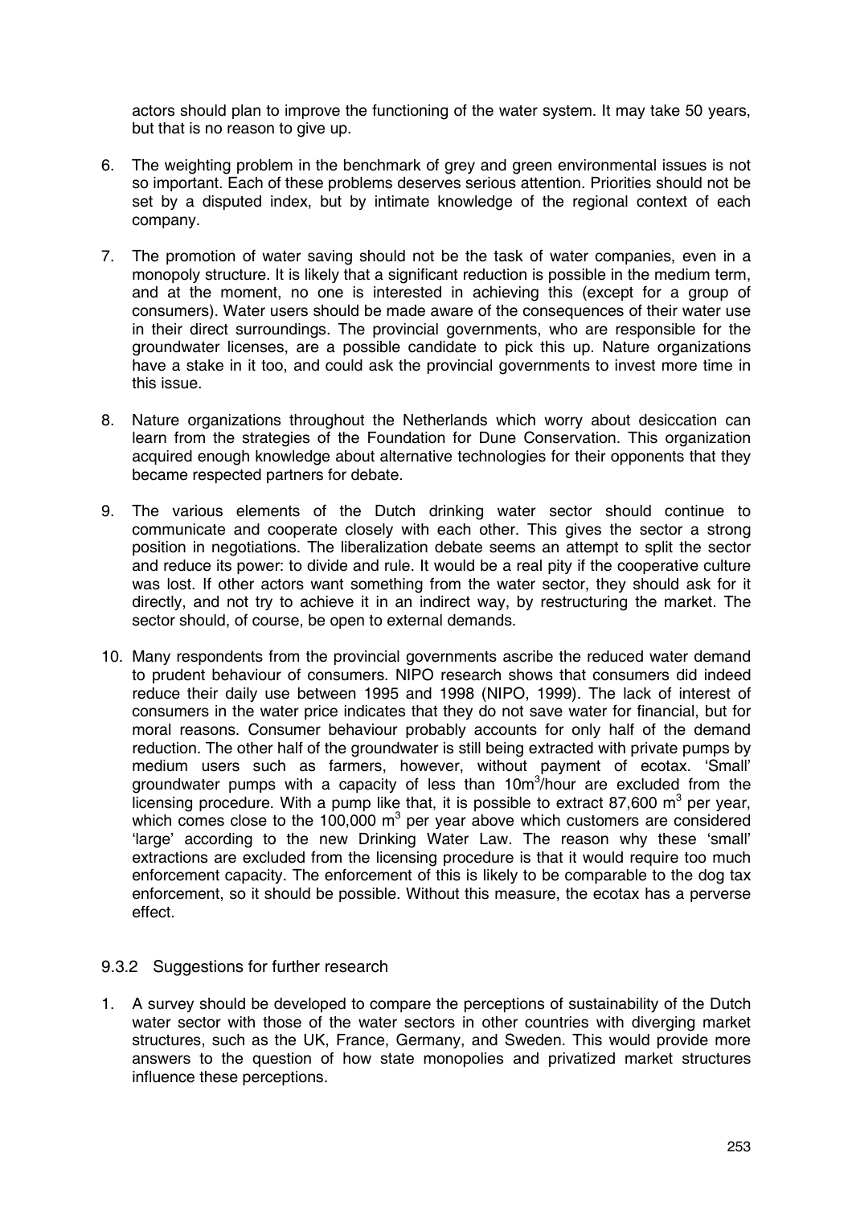actors should plan to improve the functioning of the water system. It may take 50 years, but that is no reason to give up.

6. The weighting problem in the benchmark of grey and green environmental issues is not so important. Each of these problems deserves serious attention. Priorities should not be set by a disputed index, but by intimate knowledge of the regional context of each company.

7. The promotion of water saving should not be the task of water companies, even in a monopoly structure. It is likely that a significant reduction is possible in the medium term, and at the moment, no one is interested in achieving this (except for a group of consumers). Water users should be made aware of the consequences of their water use in their direct surroundings. The provincial governments, who are responsible for the groundwater licenses, are a possible candidate to pick this up. Nature organizations have a stake in it too, and could ask the provincial governments to invest more time in this issue.

8. Nature organizations throughout the Netherlands which worry about desiccation can learn from the strategies of the Foundation for Dune Conservation. This organization acquired enough knowledge about alternative technologies for their opponents that they became respected partners for debate.

9. The various elements of the Dutch drinking water sector should continue to communicate and cooperate closely with each other. This gives the sector a strong position in negotiations. The liberalization debate seems an attempt to split the sector and reduce its power: to divide and rule. It would be a real pity if the cooperative culture was lost. If other actors want something from the water sector, they should ask for it directly, and not try to achieve it in an indirect way, by restructuring the market. The sector should, of course, be open to external demands.

10. Many respondents from the provincial governments ascribe the reduced water demand to prudent behaviour of consumers. NIPO research shows that consumers did indeed reduce their daily use between 1995 and 1998 (NIPO, 1999). The lack of interest of consumers in the water price indicates that they do not save water for financial, but for moral reasons. Consumer behaviour probably accounts for only half of the demand reduction. The other half of the groundwater is still being extracted with private pumps by medium users such as farmers, however, without payment of ecotax. 'Small' groundwater pumps with a capacity of less than $10m^3$/hour are excluded from the licensing procedure. With a pump like that, it is possible to extract 87,600 $m^3$ per year, which comes close to the 100,000 $m^3$ per year above which customers are considered 'large' according to the new Drinking Water Law. The reason why these 'small' extractions are excluded from the licensing procedure is that it would require too much enforcement capacity. The enforcement of this is likely to be comparable to the dog tax enforcement, so it should be possible. Without this measure, the ecotax has a perverse effect.

### 9.3.2 Suggestions for further research

1. A survey should be developed to compare the perceptions of sustainability of the Dutch water sector with those of the water sectors in other countries with diverging market structures, such as the UK, France, Germany, and Sweden. This would provide more answers to the question of how state monopolies and privatized market structures influence these perceptions.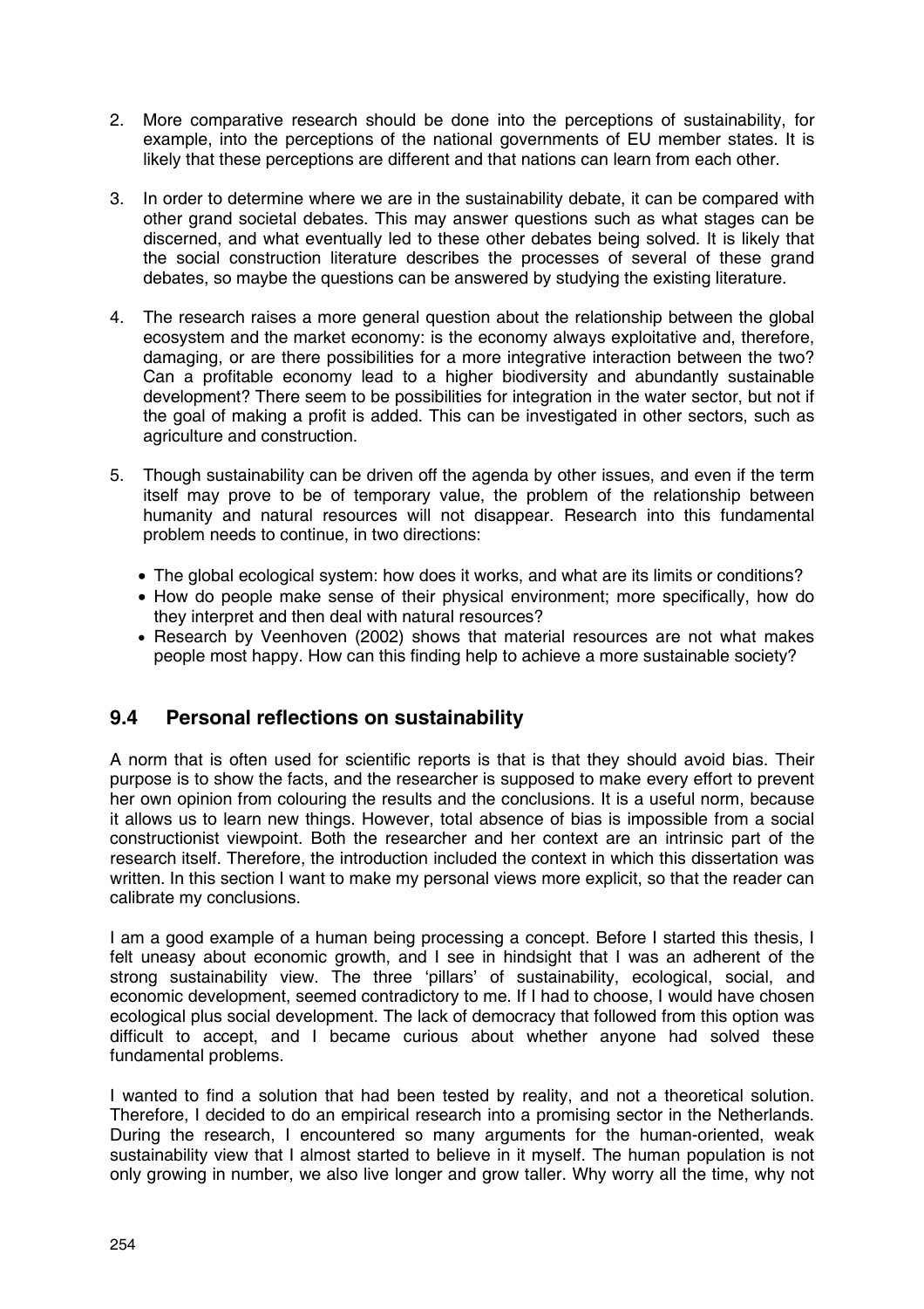2. More comparative research should be done into the perceptions of sustainability, for example, into the perceptions of the national governments of EU member states. It is likely that these perceptions are different and that nations can learn from each other.

3. In order to determine where we are in the sustainability debate, it can be compared with other grand societal debates. This may answer questions such as what stages can be discerned, and what eventually led to these other debates being solved. It is likely that the social construction literature describes the processes of several of these grand debates, so maybe the questions can be answered by studying the existing literature.

4. The research raises a more general question about the relationship between the global ecosystem and the market economy: is the economy always exploitative and, therefore, damaging, or are there possibilities for a more integrative interaction between the two? Can a profitable economy lead to a higher biodiversity and abundantly sustainable development? There seem to be possibilities for integration in the water sector, but not if the goal of making a profit is added. This can be investigated in other sectors, such as agriculture and construction.

5. Though sustainability can be driven off the agenda by other issues, and even if the term itself may prove to be of temporary value, the problem of the relationship between humanity and natural resources will not disappear. Research into this fundamental problem needs to continue, in two directions:

   - The global ecological system: how does it works, and what are its limits or conditions?
   - How do people make sense of their physical environment; more specifically, how do they interpret and then deal with natural resources?
   - Research by Veenhoven (2002) shows that material resources are not what makes people most happy. How can this finding help to achieve a more sustainable society?

## 9.4 Personal reflections on sustainability

A norm that is often used for scientific reports is that is that they should avoid bias. Their purpose is to show the facts, and the researcher is supposed to make every effort to prevent her own opinion from colouring the results and the conclusions. It is a useful norm, because it allows us to learn new things. However, total absence of bias is impossible from a social constructionist viewpoint. Both the researcher and her context are an intrinsic part of the research itself. Therefore, the introduction included the context in which this dissertation was written. In this section I want to make my personal views more explicit, so that the reader can calibrate my conclusions.

I am a good example of a human being processing a concept. Before I started this thesis, I felt uneasy about economic growth, and I see in hindsight that I was an adherent of the strong sustainability view. The three 'pillars' of sustainability, ecological, social, and economic development, seemed contradictory to me. If I had to choose, I would have chosen ecological plus social development. The lack of democracy that followed from this option was difficult to accept, and I became curious about whether anyone had solved these fundamental problems.

I wanted to find a solution that had been tested by reality, and not a theoretical solution. Therefore, I decided to do an empirical research into a promising sector in the Netherlands. During the research, I encountered so many arguments for the human-oriented, weak sustainability view that I almost started to believe in it myself. The human population is not only growing in number, we also live longer and grow taller. Why worry all the time, why not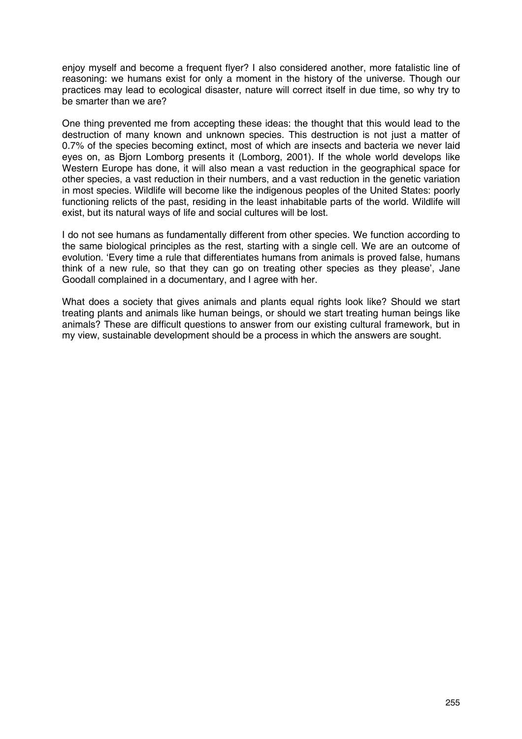enjoy myself and become a frequent flyer? I also considered another, more fatalistic line of reasoning: we humans exist for only a moment in the history of the universe. Though our practices may lead to ecological disaster, nature will correct itself in due time, so why try to be smarter than we are?

One thing prevented me from accepting these ideas: the thought that this would lead to the destruction of many known and unknown species. This destruction is not just a matter of 0.7% of the species becoming extinct, most of which are insects and bacteria we never laid eyes on, as Bjorn Lomborg presents it (Lomborg, 2001). If the whole world develops like Western Europe has done, it will also mean a vast reduction in the geographical space for other species, a vast reduction in their numbers, and a vast reduction in the genetic variation in most species. Wildlife will become like the indigenous peoples of the United States: poorly functioning relicts of the past, residing in the least inhabitable parts of the world. Wildlife will exist, but its natural ways of life and social cultures will be lost.

I do not see humans as fundamentally different from other species. We function according to the same biological principles as the rest, starting with a single cell. We are an outcome of evolution. 'Every time a rule that differentiates humans from animals is proved false, humans think of a new rule, so that they can go on treating other species as they please', Jane Goodall complained in a documentary, and I agree with her.

What does a society that gives animals and plants equal rights look like? Should we start treating plants and animals like human beings, or should we start treating human beings like animals? These are difficult questions to answer from our existing cultural framework, but in my view, sustainable development should be a process in which the answers are sought.